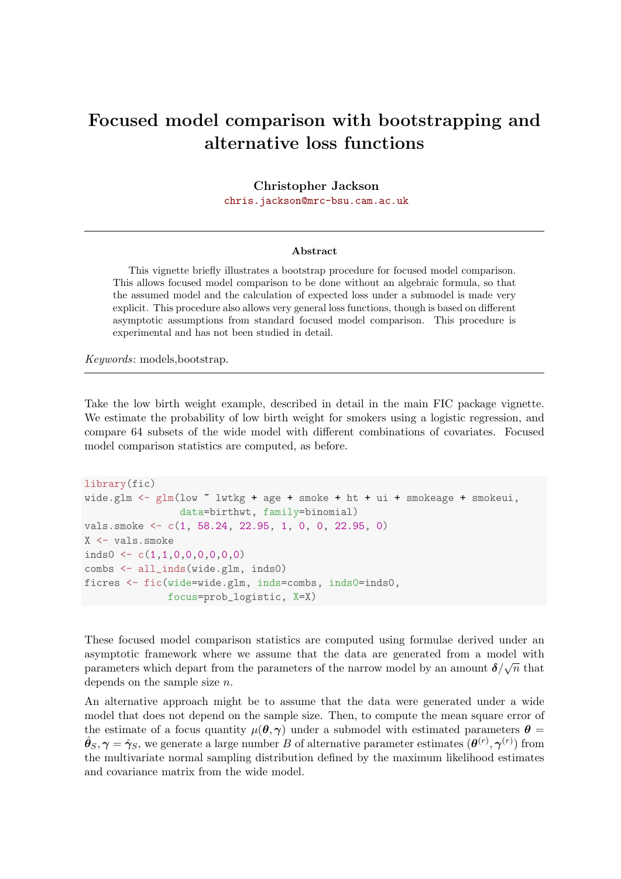# Focused model comparison with bootstrapping and alternative loss functions

**Christopher Jackson**
chris.jackson@mrc-bsu.cam.ac.uk

---

**Abstract**

This vignette briefly illustrates a bootstrap procedure for focused model comparison. This allows focused model comparison to be done without an algebraic formula, so that the assumed model and the calculation of expected loss under a submodel is made very explicit. This procedure also allows very general loss functions, though is based on different asymptotic assumptions from standard focused model comparison. This procedure is experimental and has not been studied in detail.

*Keywords*: models,bootstrap.

---

Take the low birth weight example, described in detail in the main FIC package vignette. We estimate the probability of low birth weight for smokers using a logistic regression, and compare 64 subsets of the wide model with different combinations of covariates. Focused model comparison statistics are computed, as before.

```
library(fic)
wide.glm <- glm(low ~ lwtkg + age + smoke + ht + ui + smokeage + smokeui,
                data=birthwt, family=binomial)
vals.smoke <- c(1, 58.24, 22.95, 1, 0, 0, 22.95, 0)
X <- vals.smoke
inds0 <- c(1,1,0,0,0,0,0,0)
combs <- all_inds(wide.glm, inds0)
ficres <- fic(wide=wide.glm, inds=combs, inds0=inds0,
              focus=prob_logistic, X=X)
```

These focused model comparison statistics are computed using formulae derived under an asymptotic framework where we assume that the data are generated from a model with parameters which depart from the parameters of the narrow model by an amount $\boldsymbol{\delta}/\sqrt{n}$ that depends on the sample size $n$.

An alternative approach might be to assume that the data were generated under a wide model that does not depend on the sample size. Then, to compute the mean square error of the estimate of a focus quantity $\mu(\boldsymbol{\theta}, \boldsymbol{\gamma})$ under a submodel with estimated parameters $\boldsymbol{\theta} = \hat{\boldsymbol{\theta}}_S, \boldsymbol{\gamma} = \hat{\boldsymbol{\gamma}}_S$, we generate a large number $B$ of alternative parameter estimates $(\boldsymbol{\theta}^{(r)}, \boldsymbol{\gamma}^{(r)})$ from the multivariate normal sampling distribution defined by the maximum likelihood estimates and covariance matrix from the wide model.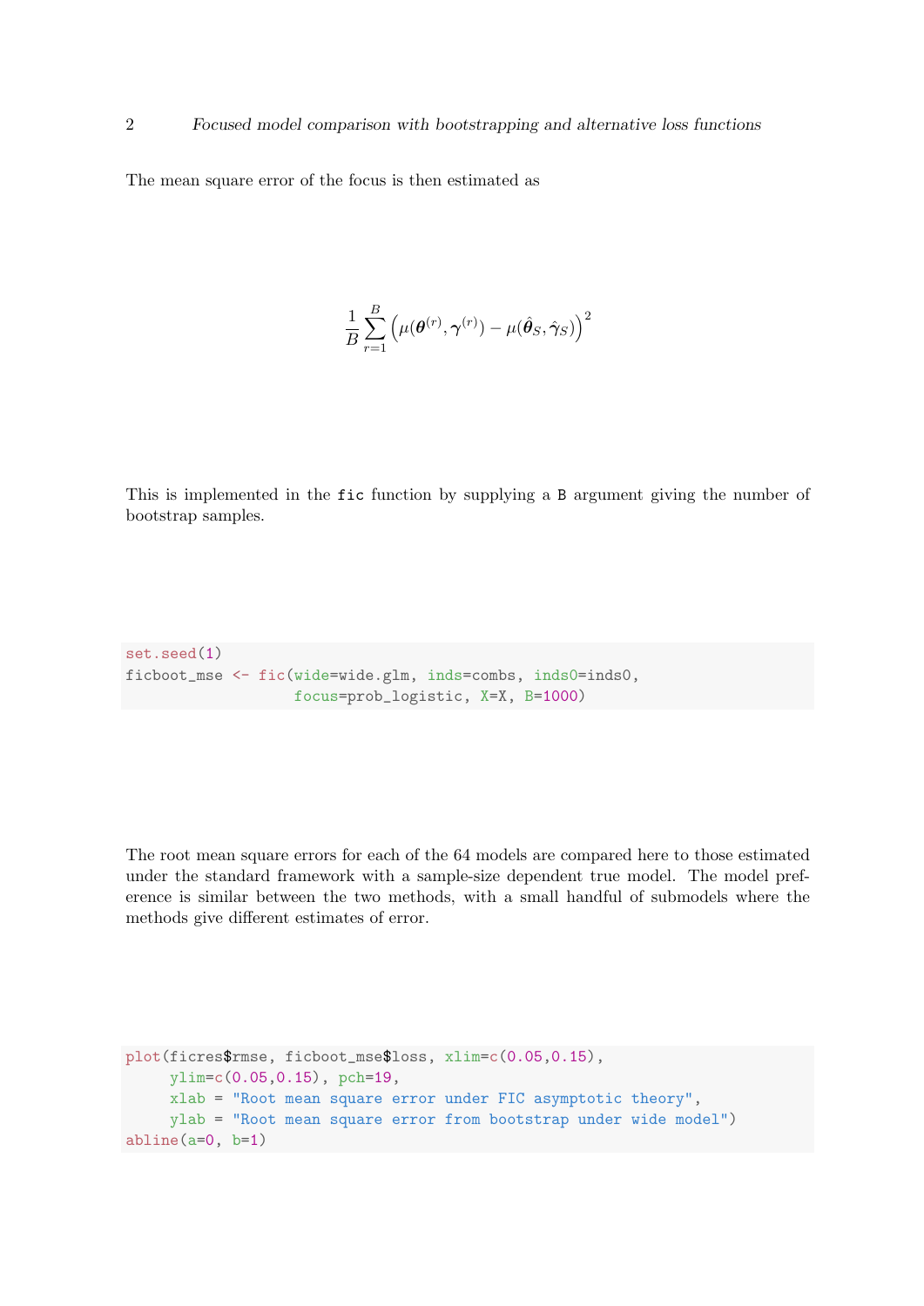The mean square error of the focus is then estimated as

$$\frac{1}{B}\sum_{r=1}^{B}\left(\mu(\boldsymbol{\theta}^{(r)}, \boldsymbol{\gamma}^{(r)}) - \mu(\hat{\boldsymbol{\theta}}_S, \hat{\boldsymbol{\gamma}}_S)\right)^2$$

This is implemented in the `fic` function by supplying a `B` argument giving the number of bootstrap samples.

```
set.seed(1)
ficboot_mse <- fic(wide=wide.glm, inds=combs, inds0=inds0,
                   focus=prob_logistic, X=X, B=1000)
```

The root mean square errors for each of the 64 models are compared here to those estimated under the standard framework with a sample-size dependent true model. The model preference is similar between the two methods, with a small handful of submodels where the methods give different estimates of error.

```
plot(ficres$rmse, ficboot_mse$loss, xlim=c(0.05,0.15),
     ylim=c(0.05,0.15), pch=19,
     xlab = "Root mean square error under FIC asymptotic theory",
     ylab = "Root mean square error from bootstrap under wide model")
abline(a=0, b=1)
```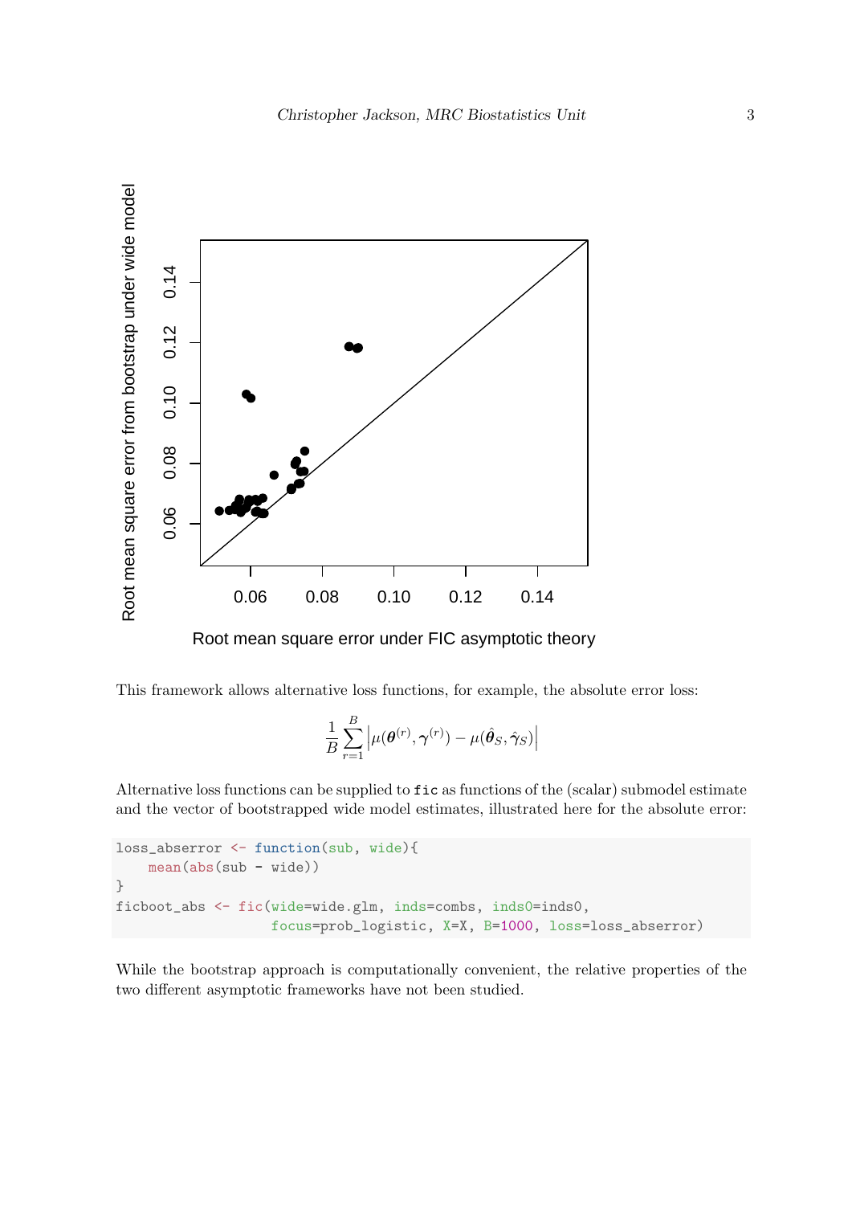Root mean square error from bootstrap under wide model

0.06 0.08 0.10 0.12 0.14

0.06 0.08 0.10 0.12 0.14

Root mean square error under FIC asymptotic theory

This framework allows alternative loss functions, for example, the absolute error loss:

$$\frac{1}{B}\sum_{r=1}^{B}\left|\mu(\boldsymbol{\theta}^{(r)},\boldsymbol{\gamma}^{(r)}) - \mu(\hat{\boldsymbol{\theta}}_S,\hat{\boldsymbol{\gamma}}_S)\right|$$

Alternative loss functions can be supplied to `fic` as functions of the (scalar) submodel estimate and the vector of bootstrapped wide model estimates, illustrated here for the absolute error:

```
loss_abserror <- function(sub, wide){
    mean(abs(sub - wide))
}
ficboot_abs <- fic(wide=wide.glm, inds=combs, inds0=inds0,
                   focus=prob_logistic, X=X, B=1000, loss=loss_abserror)
```

While the bootstrap approach is computationally convenient, the relative properties of the two different asymptotic frameworks have not been studied.